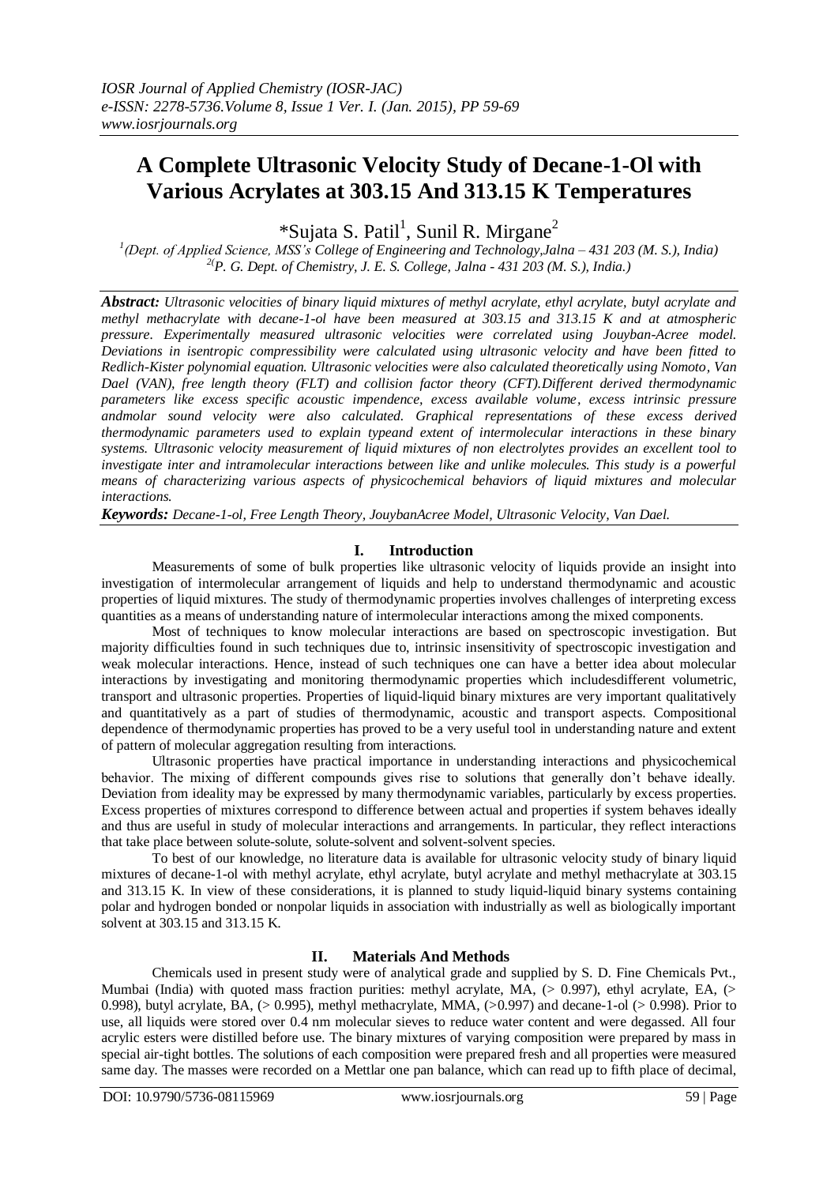# A Complete Ultrasonic Velocity Study of Decane-1-Ol with Various Acrylates at 303.15 And 313.15 K Temperatures

*Sujata S. Patil[1], Sunil R. Mirgane[2]

[1](Dept. of Applied Science, MSS's College of Engineering and Technology,Jalna – 431 203 (M. S.), India)
[2](P. G. Dept. of Chemistry, J. E. S. College, Jalna - 431 203 (M. S.), India.)

***Abstract:*** ***Ultrasonic velocities of binary liquid mixtures of methyl acrylate, ethyl acrylate, butyl acrylate and methyl methacrylate with decane-1-ol have been measured at 303.15 and 313.15 K and at atmospheric pressure. Experimentally measured ultrasonic velocities were correlated using Jouyban-Acree model. Deviations in isentropic compressibility were calculated using ultrasonic velocity and have been fitted to Redlich-Kister polynomial equation. Ultrasonic velocities were also calculated theoretically using Nomoto, Van Dael (VAN), free length theory (FLT) and collision factor theory (CFT).Different derived thermodynamic parameters like excess specific acoustic impendence, excess available volume, excess intrinsic pressure andmolar sound velocity were also calculated. Graphical representations of these excess derived thermodynamic parameters used to explain typeand extent of intermolecular interactions in these binary systems. Ultrasonic velocity measurement of liquid mixtures of non electrolytes provides an excellent tool to investigate inter and intramolecular interactions between like and unlike molecules. This study is a powerful means of characterizing various aspects of physicochemical behaviors of liquid mixtures and molecular interactions.***

***Keywords:*** ***Decane-1-ol, Free Length Theory, JouybanAcree Model, Ultrasonic Velocity, Van Dael.***

## I. Introduction

Measurements of some of bulk properties like ultrasonic velocity of liquids provide an insight into investigation of intermolecular arrangement of liquids and help to understand thermodynamic and acoustic properties of liquid mixtures. The study of thermodynamic properties involves challenges of interpreting excess quantities as a means of understanding nature of intermolecular interactions among the mixed components.

Most of techniques to know molecular interactions are based on spectroscopic investigation. But majority difficulties found in such techniques due to, intrinsic insensitivity of spectroscopic investigation and weak molecular interactions. Hence, instead of such techniques one can have a better idea about molecular interactions by investigating and monitoring thermodynamic properties which includesdifferent volumetric, transport and ultrasonic properties. Properties of liquid-liquid binary mixtures are very important qualitatively and quantitatively as a part of studies of thermodynamic, acoustic and transport aspects. Compositional dependence of thermodynamic properties has proved to be a very useful tool in understanding nature and extent of pattern of molecular aggregation resulting from interactions.

Ultrasonic properties have practical importance in understanding interactions and physicochemical behavior. The mixing of different compounds gives rise to solutions that generally don't behave ideally. Deviation from ideality may be expressed by many thermodynamic variables, particularly by excess properties. Excess properties of mixtures correspond to difference between actual and properties if system behaves ideally and thus are useful in study of molecular interactions and arrangements. In particular, they reflect interactions that take place between solute-solute, solute-solvent and solvent-solvent species.

To best of our knowledge, no literature data is available for ultrasonic velocity study of binary liquid mixtures of decane-1-ol with methyl acrylate, ethyl acrylate, butyl acrylate and methyl methacrylate at 303.15 and 313.15 K. In view of these considerations, it is planned to study liquid-liquid binary systems containing polar and hydrogen bonded or nonpolar liquids in association with industrially as well as biologically important solvent at 303.15 and 313.15 K.

## II. Materials And Methods

Chemicals used in present study were of analytical grade and supplied by S. D. Fine Chemicals Pvt., Mumbai (India) with quoted mass fraction purities: methyl acrylate, MA, (> 0.997), ethyl acrylate, EA, (> 0.998), butyl acrylate, BA, (> 0.995), methyl methacrylate, MMA, (>0.997) and decane-1-ol (> 0.998). Prior to use, all liquids were stored over 0.4 nm molecular sieves to reduce water content and were degassed. All four acrylic esters were distilled before use. The binary mixtures of varying composition were prepared by mass in special air-tight bottles. The solutions of each composition were prepared fresh and all properties were measured same day. The masses were recorded on a Mettlar one pan balance, which can read up to fifth place of decimal,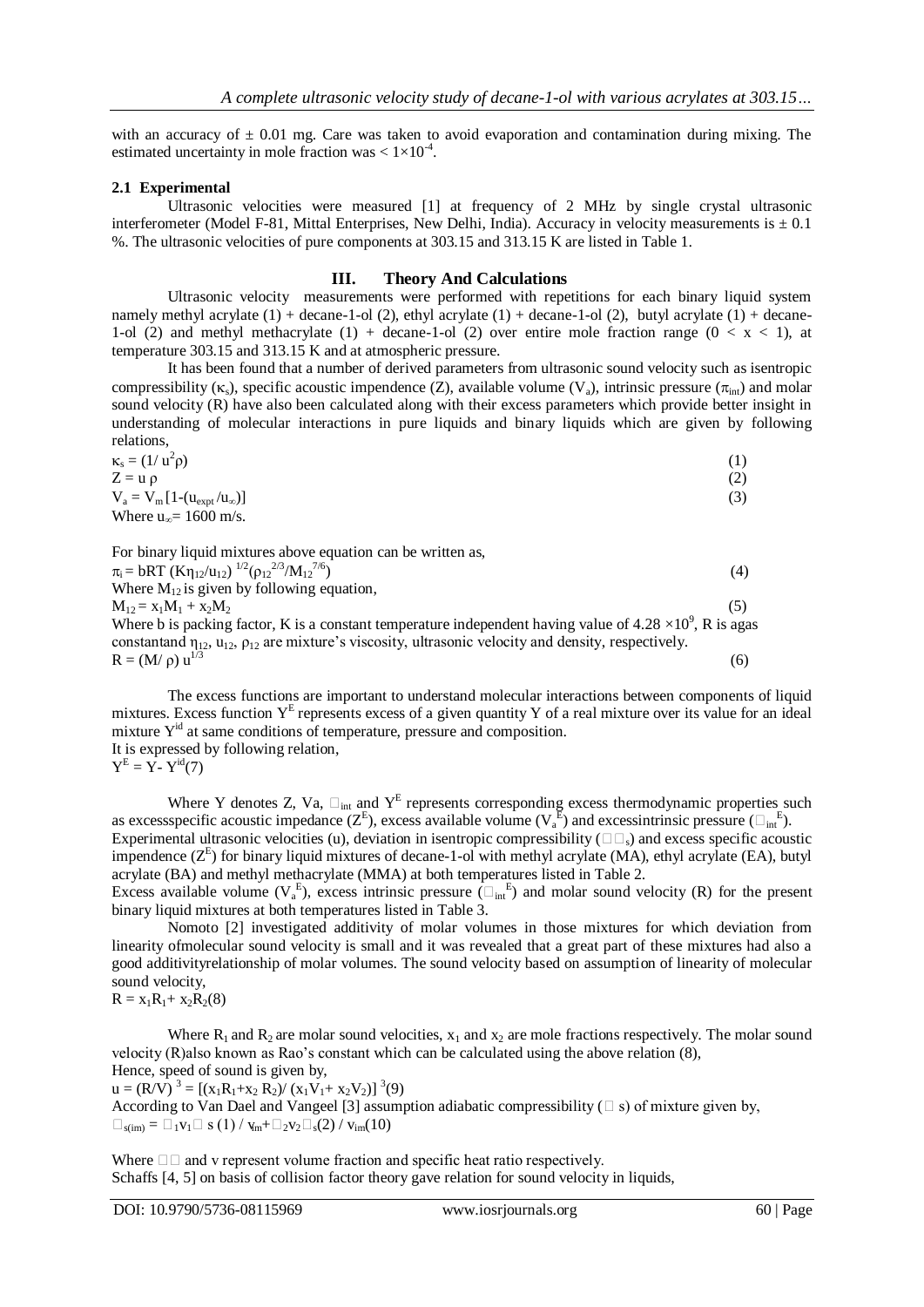with an accuracy of ± 0.01 mg. Care was taken to avoid evaporation and contamination during mixing. The estimated uncertainty in mole fraction was $< 1\times10^{-4}$.

### 2.1 Experimental

Ultrasonic velocities were measured [1] at frequency of 2 MHz by single crystal ultrasonic interferometer (Model F-81, Mittal Enterprises, New Delhi, India). Accuracy in velocity measurements is ± 0.1 %. The ultrasonic velocities of pure components at 303.15 and 313.15 K are listed in Table 1.

## III. Theory And Calculations

Ultrasonic velocity measurements were performed with repetitions for each binary liquid system namely methyl acrylate (1) + decane-1-ol (2), ethyl acrylate (1) + decane-1-ol (2), butyl acrylate (1) + decane-1-ol (2) and methyl methacrylate (1) + decane-1-ol (2) over entire mole fraction range ($0 < x < 1$), at temperature 303.15 and 313.15 K and at atmospheric pressure.

It has been found that a number of derived parameters from ultrasonic sound velocity such as isentropic compressibility ($\kappa_s$), specific acoustic impendence (Z), available volume ($V_a$), intrinsic pressure ($\pi_{int}$) and molar sound velocity (R) have also been calculated along with their excess parameters which provide better insight in understanding of molecular interactions in pure liquids and binary liquids which are given by following relations,

$$\kappa_s = (1/ u^2\rho) \quad (1)$$

$$Z = u\,\rho \quad (2)$$

$$V_a = V_m[1-(u_{expt}/u_\infty)] \quad (3)$$

Where $u_\infty = 1600$ m/s.

For binary liquid mixtures above equation can be written as,

$$\pi_i = bRT\,(K\eta_{12}/u_{12})^{1/2}(\rho_{12}^{2/3}/M_{12}^{7/6}) \quad (4)$$

Where $M_{12}$ is given by following equation,

$$M_{12} = x_1M_1 + x_2M_2 \quad (5)$$

Where b is packing factor, K is a constant temperature independent having value of $4.28\times10^9$, R is agas constantand $\eta_{12}$, $u_{12}$, $\rho_{12}$ are mixture's viscosity, ultrasonic velocity and density, respectively.

$$R = (M/\rho)\,u^{1/3} \quad (6)$$

The excess functions are important to understand molecular interactions between components of liquid mixtures. Excess function $Y^E$ represents excess of a given quantity Y of a real mixture over its value for an ideal mixture $Y^{id}$ at same conditions of temperature, pressure and composition.
It is expressed by following relation,

$$Y^E = Y - Y^{id} \quad (7)$$

Where Y denotes Z, Va, $\pi_{int}$ and $Y^E$ represents corresponding excess thermodynamic properties such as excessspecific acoustic impedance ($Z^E$), excess available volume ($V_a^E$) and excessintrinsic pressure ($\pi_{int}^E$).
Experimental ultrasonic velocities (u), deviation in isentropic compressibility ($\Delta\kappa_s$) and excess specific acoustic impendence ($Z^E$) for binary liquid mixtures of decane-1-ol with methyl acrylate (MA), ethyl acrylate (EA), butyl acrylate (BA) and methyl methacrylate (MMA) at both temperatures listed in Table 2.
Excess available volume ($V_a^E$), excess intrinsic pressure ($\pi_{int}^E$) and molar sound velocity (R) for the present binary liquid mixtures at both temperatures listed in Table 3.

Nomoto [2] investigated additivity of molar volumes in those mixtures for which deviation from linearity ofmolecular sound velocity is small and it was revealed that a great part of these mixtures had also a good additivityrelationship of molar volumes. The sound velocity based on assumption of linearity of molecular sound velocity,

$$R = x_1R_1 + x_2R_2 \quad (8)$$

Where $R_1$ and $R_2$ are molar sound velocities, $x_1$ and $x_2$ are mole fractions respectively. The molar sound velocity (R)also known as Rao's constant which can be calculated using the above relation (8),
Hence, speed of sound is given by,

$$u = (R/V)^3 = [(x_1R_1 + x_2R_2)/(x_1V_1 + x_2V_2)]^3 \quad (9)$$

According to Van Dael and Vangeel [3] assumption adiabatic compressibility ($\kappa_s$) of mixture given by,

$$\kappa_{s(im)} = \phi_1 v_1 \kappa_s(1)/v_{im} + \phi_2 v_2 \kappa_s(2)/v_{im} \quad (10)$$

Where $\phi$ and v represent volume fraction and specific heat ratio respectively.
Schaffs [4, 5] on basis of collision factor theory gave relation for sound velocity in liquids,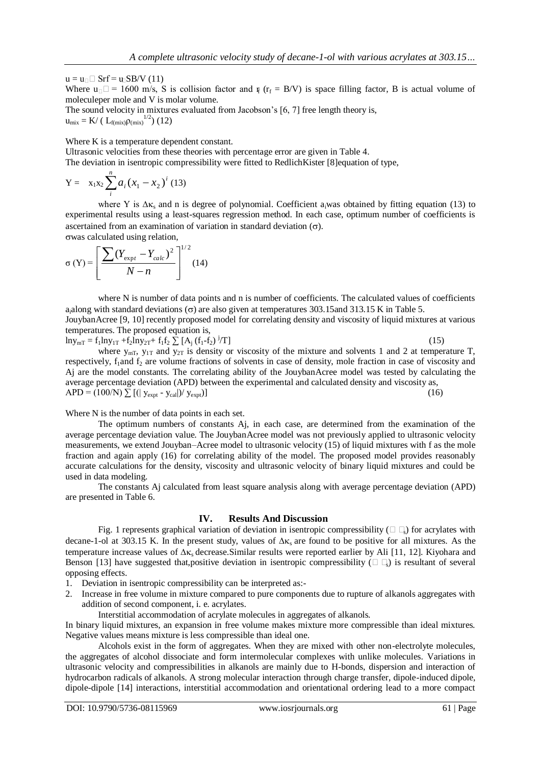$u = u_{\infty} \, Srf = u_{\infty} SB/V$ (11)

Where $u_{\infty} = 1600$ m/s, S is collision factor and $r_f$ ($r_f = B/V$) is space filling factor, B is actual volume of moleculeper mole and V is molar volume.

The sound velocity in mixtures evaluated from Jacobson's [6, 7] free length theory is,

$u_{mix} = K / ( L_{f(mix)} \rho_{(mix)}^{1/2})$ (12)

Where K is a temperature dependent constant.

Ultrasonic velocities from these theories with percentage error are given in Table 4.

The deviation in isentropic compressibility were fitted to RedlichKister [8]equation of type,

$$Y = x_1 x_2 \sum_{i}^{n} a_i (x_1 - x_2)^i \quad (13)$$

where Y is $\Delta\kappa_s$ and n is degree of polynomial. Coefficient $a_i$was obtained by fitting equation (13) to experimental results using a least-squares regression method. In each case, optimum number of coefficients is ascertained from an examination of variation in standard deviation ($\sigma$).

$\sigma$was calculated using relation,

$$\sigma (Y) = \left[ \frac{\sum (Y_{expt} - Y_{calc})^2}{N - n} \right]^{1/2} \quad (14)$$

where N is number of data points and n is number of coefficients. The calculated values of coefficients $a_i$along with standard deviations ($\sigma$) are also given at temperatures 303.15and 313.15 K in Table 5.

JouybanAcree [9, 10] recently proposed model for correlating density and viscosity of liquid mixtures at various temperatures. The proposed equation is,

$$\ln y_{mT} = f_1 \ln y_{1T} + f_2 \ln y_{2T} + f_1 f_2 \sum [A_j (f_1 - f_2)^j / T] \quad (15)$$

where $y_{mT}$, $y_{1T}$ and $y_{2T}$ is density or viscosity of the mixture and solvents 1 and 2 at temperature T, respectively, $f_1$and $f_2$ are volume fractions of solvents in case of density, mole fraction in case of viscosity and Aj are the model constants. The correlating ability of the JouybanAcree model was tested by calculating the average percentage deviation (APD) between the experimental and calculated density and viscosity as,

$$APD = (100/N) \sum [(| y_{expt} - y_{call}|) / y_{expt})] \quad (16)$$

Where N is the number of data points in each set.

The optimum numbers of constants Aj, in each case, are determined from the examination of the average percentage deviation value. The JouybanAcree model was not previously applied to ultrasonic velocity measurements, we extend Jouyban–Acree model to ultrasonic velocity (15) of liquid mixtures with f as the mole fraction and again apply (16) for correlating ability of the model. The proposed model provides reasonably accurate calculations for the density, viscosity and ultrasonic velocity of binary liquid mixtures and could be used in data modeling.

The constants Aj calculated from least square analysis along with average percentage deviation (APD) are presented in Table 6.

## IV. Results And Discussion

Fig. 1 represents graphical variation of deviation in isentropic compressibility ($\Delta\kappa_s$) for acrylates with decane-1-ol at 303.15 K. In the present study, values of $\Delta\kappa_s$ are found to be positive for all mixtures. As the temperature increase values of $\Delta\kappa_s$ decrease.Similar results were reported earlier by Ali [11, 12]. Kiyohara and Benson [13] have suggested that,positive deviation in isentropic compressibility ($\Delta\kappa_s$) is resultant of several opposing effects.

1. Deviation in isentropic compressibility can be interpreted as:-
2. Increase in free volume in mixture compared to pure components due to rupture of alkanols aggregates with addition of second component, i. e. acrylates.

   Interstitial accommodation of acrylate molecules in aggregates of alkanols.

In binary liquid mixtures, an expansion in free volume makes mixture more compressible than ideal mixtures. Negative values means mixture is less compressible than ideal one.

Alcohols exist in the form of aggregates. When they are mixed with other non-electrolyte molecules, the aggregates of alcohol dissociate and form intermolecular complexes with unlike molecules. Variations in ultrasonic velocity and compressibilities in alkanols are mainly due to H-bonds, dispersion and interaction of hydrocarbon radicals of alkanols. A strong molecular interaction through charge transfer, dipole-induced dipole, dipole-dipole [14] interactions, interstitial accommodation and orientational ordering lead to a more compact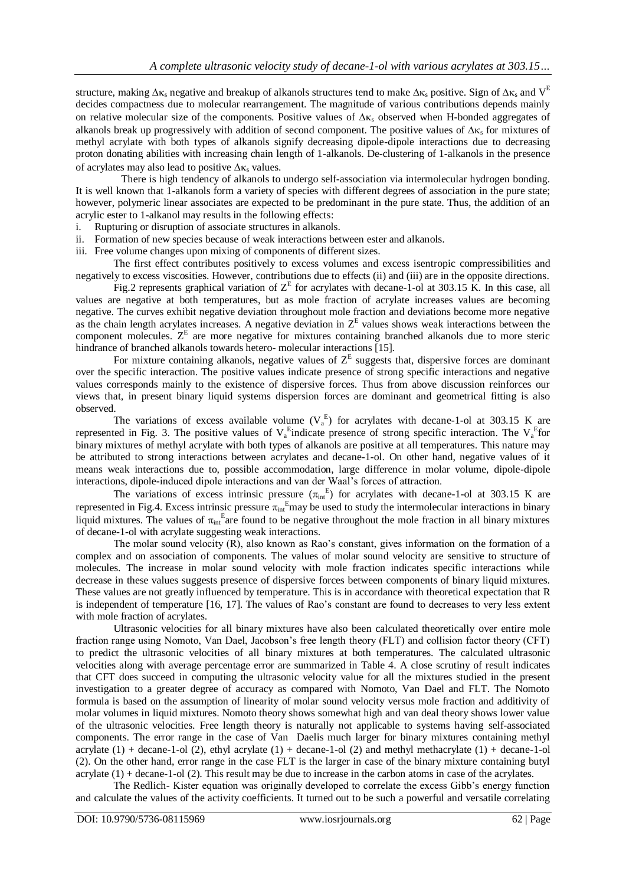structure, making $\Delta\kappa_s$ negative and breakup of alkanols structures tend to make $\Delta\kappa_s$ positive. Sign of $\Delta\kappa_s$ and $V^E$ decides compactness due to molecular rearrangement. The magnitude of various contributions depends mainly on relative molecular size of the components. Positive values of $\Delta\kappa_s$ observed when H-bonded aggregates of alkanols break up progressively with addition of second component. The positive values of $\Delta\kappa_s$ for mixtures of methyl acrylate with both types of alkanols signify decreasing dipole-dipole interactions due to decreasing proton donating abilities with increasing chain length of 1-alkanols. De-clustering of 1-alkanols in the presence of acrylates may also lead to positive $\Delta\kappa_s$ values.

There is high tendency of alkanols to undergo self-association via intermolecular hydrogen bonding. It is well known that 1-alkanols form a variety of species with different degrees of association in the pure state; however, polymeric linear associates are expected to be predominant in the pure state. Thus, the addition of an acrylic ester to 1-alkanol may results in the following effects:

i. Rupturing or disruption of associate structures in alkanols.
ii. Formation of new species because of weak interactions between ester and alkanols.
iii. Free volume changes upon mixing of components of different sizes.

The first effect contributes positively to excess volumes and excess isentropic compressibilities and negatively to excess viscosities. However, contributions due to effects (ii) and (iii) are in the opposite directions.

Fig.2 represents graphical variation of $Z^E$ for acrylates with decane-1-ol at 303.15 K. In this case, all values are negative at both temperatures, but as mole fraction of acrylate increases values are becoming negative. The curves exhibit negative deviation throughout mole fraction and deviations become more negative as the chain length acrylates increases. A negative deviation in $Z^E$ values shows weak interactions between the component molecules. $Z^E$ are more negative for mixtures containing branched alkanols due to more steric hindrance of branched alkanols towards hetero- molecular interactions [15].

For mixture containing alkanols, negative values of $Z^E$ suggests that, dispersive forces are dominant over the specific interaction. The positive values indicate presence of strong specific interactions and negative values corresponds mainly to the existence of dispersive forces. Thus from above discussion reinforces our views that, in present binary liquid systems dispersion forces are dominant and geometrical fitting is also observed.

The variations of excess available volume ($V_a^E$) for acrylates with decane-1-ol at 303.15 K are represented in Fig. 3. The positive values of $V_a^E$indicate presence of strong specific interaction. The $V_a^E$for binary mixtures of methyl acrylate with both types of alkanols are positive at all temperatures. This nature may be attributed to strong interactions between acrylates and decane-1-ol. On other hand, negative values of it means weak interactions due to, possible accommodation, large difference in molar volume, dipole-dipole interactions, dipole-induced dipole interactions and van der Waal's forces of attraction.

The variations of excess intrinsic pressure ($\pi_{int}^E$) for acrylates with decane-1-ol at 303.15 K are represented in Fig.4. Excess intrinsic pressure $\pi_{int}^E$may be used to study the intermolecular interactions in binary liquid mixtures. The values of $\pi_{int}^E$are found to be negative throughout the mole fraction in all binary mixtures of decane-1-ol with acrylate suggesting weak interactions.

The molar sound velocity (R), also known as Rao's constant, gives information on the formation of a complex and on association of components. The values of molar sound velocity are sensitive to structure of molecules. The increase in molar sound velocity with mole fraction indicates specific interactions while decrease in these values suggests presence of dispersive forces between components of binary liquid mixtures. These values are not greatly influenced by temperature. This is in accordance with theoretical expectation that R is independent of temperature [16, 17]. The values of Rao's constant are found to decreases to very less extent with mole fraction of acrylates.

Ultrasonic velocities for all binary mixtures have also been calculated theoretically over entire mole fraction range using Nomoto, Van Dael, Jacobson's free length theory (FLT) and collision factor theory (CFT) to predict the ultrasonic velocities of all binary mixtures at both temperatures. The calculated ultrasonic velocities along with average percentage error are summarized in Table 4. A close scrutiny of result indicates that CFT does succeed in computing the ultrasonic velocity value for all the mixtures studied in the present investigation to a greater degree of accuracy as compared with Nomoto, Van Dael and FLT. The Nomoto formula is based on the assumption of linearity of molar sound velocity versus mole fraction and additivity of molar volumes in liquid mixtures. Nomoto theory shows somewhat high and van deal theory shows lower value of the ultrasonic velocities. Free length theory is naturally not applicable to systems having self-associated components. The error range in the case of Van Daelis much larger for binary mixtures containing methyl acrylate (1) + decane-1-ol (2), ethyl acrylate (1) + decane-1-ol (2) and methyl methacrylate (1) + decane-1-ol (2). On the other hand, error range in the case FLT is the larger in case of the binary mixture containing butyl acrylate (1) + decane-1-ol (2). This result may be due to increase in the carbon atoms in case of the acrylates.

The Redlich- Kister equation was originally developed to correlate the excess Gibb's energy function and calculate the values of the activity coefficients. It turned out to be such a powerful and versatile correlating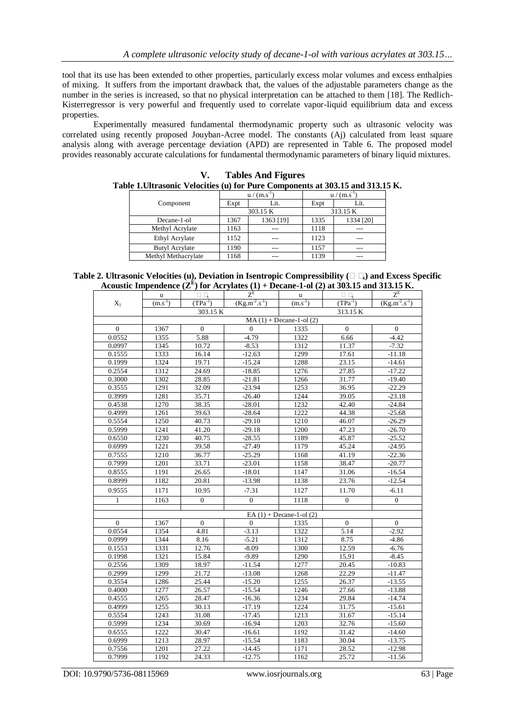tool that its use has been extended to other properties, particularly excess molar volumes and excess enthalpies of mixing. It suffers from the important drawback that, the values of the adjustable parameters change as the number in the series is increased, so that no physical interpretation can be attached to them [18]. The Redlich-Kisterregressor is very powerful and frequently used to correlate vapor-liquid equilibrium data and excess properties.

Experimentally measured fundamental thermodynamic property such as ultrasonic velocity was correlated using recently proposed Jouyban-Acree model. The constants (Aj) calculated from least square analysis along with average percentage deviation (APD) are represented in Table 6. The proposed model provides reasonably accurate calculations for fundamental thermodynamic parameters of binary liquid mixtures.

## V. Tables And Figures

**Table 1.Ultrasonic Velocities (u) for Pure Components at 303.15 and 313.15 K.**

| Component | $u$ / ($m.s^{-1}$) | | $u$ / ($m.s^{-1}$) | |
|---|---|---|---|---|
| | Expt | Lit. | Expt | Lit. |
| | 303.15 K | | 313.15 K | |
| Decane-1-ol | 1367 | 1363 [19] | 1335 | 1334 [20] |
| Methyl Acrylate | 1163 | --- | 1118 | --- |
| Ethyl Acrylate | 1152 | --- | 1123 | --- |
| Butyl Acrylate | 1190 | --- | 1157 | --- |
| Methyl Methacrylate | 1168 | --- | 1139 | --- |

**Table 2. Ultrasonic Velocities (u), Deviation in Isentropic Compressibility ($\Delta\kappa_s$) and Excess Specific Acoustic Impendence ($Z^E$) for Acrylates (1) + Decane-1-ol (2) at 303.15 and 313.15 K.**

| $X_1$ | $u$ ($m.s^{-1}$) | $\Delta\kappa_s$ ($TPa^{-1}$) | $Z^E$ ($Kg.m^{-2}.s^{-1}$) | $u$ ($m.s^{-1}$) | $\Delta\kappa_s$ ($TPa^{-1}$) | $Z^E$ ($Kg.m^{-2}.s^{-1}$) |
|---|---|---|---|---|---|---|
| | 303.15 K | | | 313.15 K | | |
| | MA (1) + Decane-1-ol (2) | | | | | |
| 0 | 1367 | 0 | 0 | 1335 | 0 | 0 |
| 0.0552 | 1355 | 5.88 | -4.79 | 1322 | 6.66 | -4.42 |
| 0.0997 | 1345 | 10.72 | -8.53 | 1312 | 11.37 | -7.32 |
| 0.1555 | 1333 | 16.14 | -12.63 | 1299 | 17.61 | -11.18 |
| 0.1999 | 1324 | 19.71 | -15.24 | 1288 | 23.15 | -14.61 |
| 0.2554 | 1312 | 24.69 | -18.85 | 1276 | 27.85 | -17.22 |
| 0.3000 | 1302 | 28.85 | -21.81 | 1266 | 31.77 | -19.40 |
| 0.3555 | 1291 | 32.09 | -23.94 | 1253 | 36.95 | -22.29 |
| 0.3999 | 1281 | 35.71 | -26.40 | 1244 | 39.05 | -23.18 |
| 0.4538 | 1270 | 38.35 | -28.01 | 1232 | 42.40 | -24.84 |
| 0.4999 | 1261 | 39.63 | -28.64 | 1222 | 44.38 | -25.68 |
| 0.5554 | 1250 | 40.73 | -29.10 | 1210 | 46.07 | -26.29 |
| 0.5999 | 1241 | 41.20 | -29.18 | 1200 | 47.23 | -26.70 |
| 0.6550 | 1230 | 40.75 | -28.55 | 1189 | 45.87 | -25.52 |
| 0.6999 | 1221 | 39.58 | -27.49 | 1179 | 45.24 | -24.95 |
| 0.7555 | 1210 | 36.77 | -25.29 | 1168 | 41.19 | -22.36 |
| 0.7999 | 1201 | 33.71 | -23.01 | 1158 | 38.47 | -20.77 |
| 0.8555 | 1191 | 26.65 | -18.01 | 1147 | 31.06 | -16.54 |
| 0.8999 | 1182 | 20.81 | -13.98 | 1138 | 23.76 | -12.54 |
| 0.9555 | 1171 | 10.95 | -7.31 | 1127 | 11.70 | -6.11 |
| 1 | 1163 | 0 | 0 | 1118 | 0 | 0 |
| | | | | | | |
| | EA (1) + Decane-1-ol (2) | | | | | |
| 0 | 1367 | 0 | 0 | 1335 | 0 | 0 |
| 0.0554 | 1354 | 4.81 | -3.13 | 1322 | 5.14 | -2.92 |
| 0.0999 | 1344 | 8.16 | -5.21 | 1312 | 8.75 | -4.86 |
| 0.1553 | 1331 | 12.76 | -8.09 | 1300 | 12.59 | -6.76 |
| 0.1998 | 1321 | 15.84 | -9.89 | 1290 | 15.91 | -8.45 |
| 0.2556 | 1309 | 18.97 | -11.54 | 1277 | 20.45 | -10.83 |
| 0.2999 | 1299 | 21.72 | -13.08 | 1268 | 22.29 | -11.47 |
| 0.3554 | 1286 | 25.44 | -15.20 | 1255 | 26.37 | -13.55 |
| 0.4000 | 1277 | 26.57 | -15.54 | 1246 | 27.66 | -13.88 |
| 0.4555 | 1265 | 28.47 | -16.36 | 1234 | 29.84 | -14.74 |
| 0.4999 | 1255 | 30.13 | -17.19 | 1224 | 31.75 | -15.61 |
| 0.5554 | 1243 | 31.08 | -17.45 | 1213 | 31.67 | -15.14 |
| 0.5999 | 1234 | 30.69 | -16.94 | 1203 | 32.76 | -15.60 |
| 0.6555 | 1222 | 30.47 | -16.61 | 1192 | 31.42 | -14.60 |
| 0.6999 | 1213 | 28.97 | -15.54 | 1183 | 30.04 | -13.75 |
| 0.7556 | 1201 | 27.22 | -14.45 | 1171 | 28.52 | -12.98 |
| 0.7999 | 1192 | 24.33 | -12.75 | 1162 | 25.72 | -11.56 |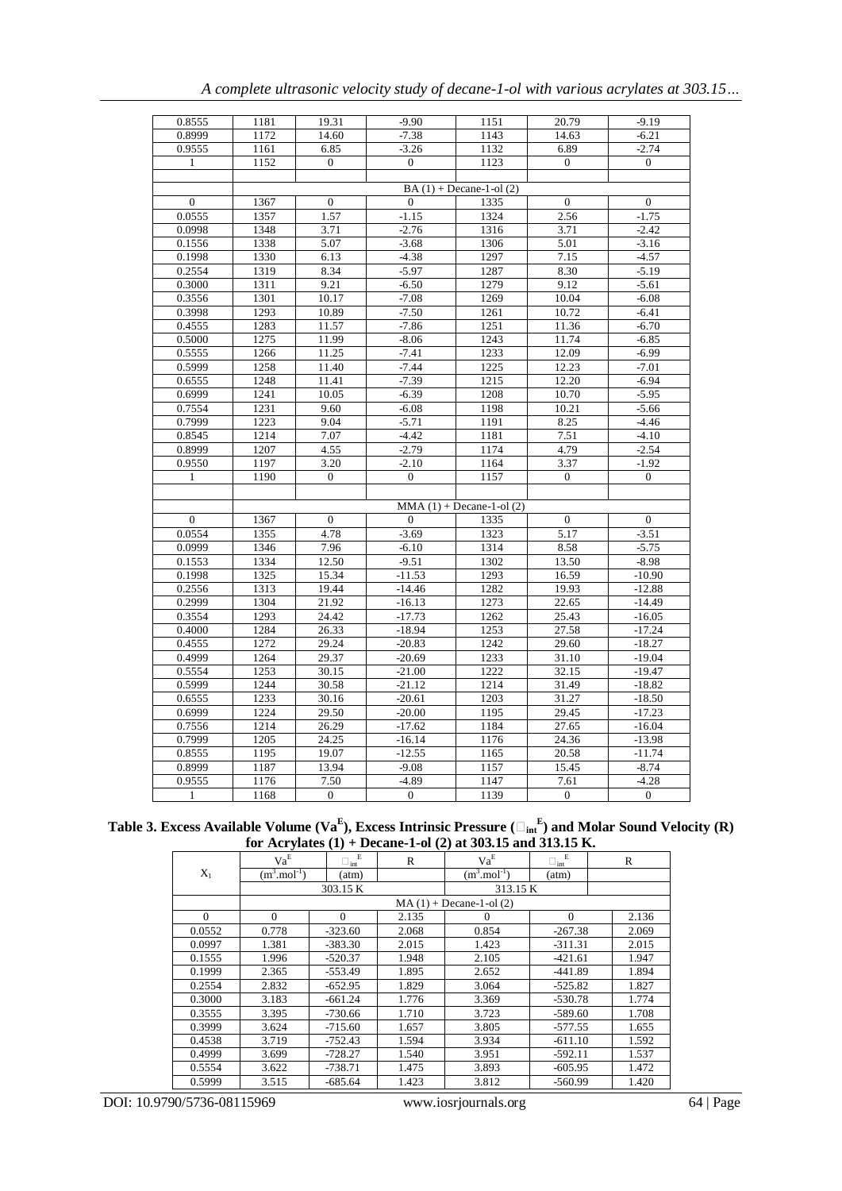| | | | | | | |
|---|---|---|---|---|---|---|
| 0.8555 | 1181 | 19.31 | -9.90 | 1151 | 20.79 | -9.19 |
| 0.8999 | 1172 | 14.60 | -7.38 | 1143 | 14.63 | -6.21 |
| 0.9555 | 1161 | 6.85 | -3.26 | 1132 | 6.89 | -2.74 |
| 1 | 1152 | 0 | 0 | 1123 | 0 | 0 |
| | | | | | | |
| | BA (1) + Decane-1-ol (2) | | | | | |
| 0 | 1367 | 0 | 0 | 1335 | 0 | 0 |
| 0.0555 | 1357 | 1.57 | -1.15 | 1324 | 2.56 | -1.75 |
| 0.0998 | 1348 | 3.71 | -2.76 | 1316 | 3.71 | -2.42 |
| 0.1556 | 1338 | 5.07 | -3.68 | 1306 | 5.01 | -3.16 |
| 0.1998 | 1330 | 6.13 | -4.38 | 1297 | 7.15 | -4.57 |
| 0.2554 | 1319 | 8.34 | -5.97 | 1287 | 8.30 | -5.19 |
| 0.3000 | 1311 | 9.21 | -6.50 | 1279 | 9.12 | -5.61 |
| 0.3556 | 1301 | 10.17 | -7.08 | 1269 | 10.04 | -6.08 |
| 0.3998 | 1293 | 10.89 | -7.50 | 1261 | 10.72 | -6.41 |
| 0.4555 | 1283 | 11.57 | -7.86 | 1251 | 11.36 | -6.70 |
| 0.5000 | 1275 | 11.99 | -8.06 | 1243 | 11.74 | -6.85 |
| 0.5555 | 1266 | 11.25 | -7.41 | 1233 | 12.09 | -6.99 |
| 0.5999 | 1258 | 11.40 | -7.44 | 1225 | 12.23 | -7.01 |
| 0.6555 | 1248 | 11.41 | -7.39 | 1215 | 12.20 | -6.94 |
| 0.6999 | 1241 | 10.05 | -6.39 | 1208 | 10.70 | -5.95 |
| 0.7554 | 1231 | 9.60 | -6.08 | 1198 | 10.21 | -5.66 |
| 0.7999 | 1223 | 9.04 | -5.71 | 1191 | 8.25 | -4.46 |
| 0.8545 | 1214 | 7.07 | -4.42 | 1181 | 7.51 | -4.10 |
| 0.8999 | 1207 | 4.55 | -2.79 | 1174 | 4.79 | -2.54 |
| 0.9550 | 1197 | 3.20 | -2.10 | 1164 | 3.37 | -1.92 |
| 1 | 1190 | 0 | 0 | 1157 | 0 | 0 |
| | | | | | | |
| | MMA (1) + Decane-1-ol (2) | | | | | |
| 0 | 1367 | 0 | 0 | 1335 | 0 | 0 |
| 0.0554 | 1355 | 4.78 | -3.69 | 1323 | 5.17 | -3.51 |
| 0.0999 | 1346 | 7.96 | -6.10 | 1314 | 8.58 | -5.75 |
| 0.1553 | 1334 | 12.50 | -9.51 | 1302 | 13.50 | -8.98 |
| 0.1998 | 1325 | 15.34 | -11.53 | 1293 | 16.59 | -10.90 |
| 0.2556 | 1313 | 19.44 | -14.46 | 1282 | 19.93 | -12.88 |
| 0.2999 | 1304 | 21.92 | -16.13 | 1273 | 22.65 | -14.49 |
| 0.3554 | 1293 | 24.42 | -17.73 | 1262 | 25.43 | -16.05 |
| 0.4000 | 1284 | 26.33 | -18.94 | 1253 | 27.58 | -17.24 |
| 0.4555 | 1272 | 29.24 | -20.83 | 1242 | 29.60 | -18.27 |
| 0.4999 | 1264 | 29.37 | -20.69 | 1233 | 31.10 | -19.04 |
| 0.5554 | 1253 | 30.15 | -21.00 | 1222 | 32.15 | -19.47 |
| 0.5999 | 1244 | 30.58 | -21.12 | 1214 | 31.49 | -18.82 |
| 0.6555 | 1233 | 30.16 | -20.61 | 1203 | 31.27 | -18.50 |
| 0.6999 | 1224 | 29.50 | -20.00 | 1195 | 29.45 | -17.23 |
| 0.7556 | 1214 | 26.29 | -17.62 | 1184 | 27.65 | -16.04 |
| 0.7999 | 1205 | 24.25 | -16.14 | 1176 | 24.36 | -13.98 |
| 0.8555 | 1195 | 19.07 | -12.55 | 1165 | 20.58 | -11.74 |
| 0.8999 | 1187 | 13.94 | -9.08 | 1157 | 15.45 | -8.74 |
| 0.9555 | 1176 | 7.50 | -4.89 | 1147 | 7.61 | -4.28 |
| 1 | 1168 | 0 | 0 | 1139 | 0 | 0 |

**Table 3. Excess Available Volume ($Va^E$), Excess Intrinsic Pressure ($\pi_{int}^E$) and Molar Sound Velocity (R) for Acrylates (1) + Decane-1-ol (2) at 303.15 and 313.15 K.**

| $X_1$ | $Va^E$ ($m^3.mol^{-1}$) | $\pi_{int}^E$ (atm) | R | $Va^E$ ($m^3.mol^{-1}$) | $\pi_{int}^E$ (atm) | R |
|---|---|---|---|---|---|---|
| | 303.15 K | | | 313.15 K | | |
| | MA (1) + Decane-1-ol (2) | | | | | |
| 0 | 0 | 0 | 2.135 | 0 | 0 | 2.136 |
| 0.0552 | 0.778 | -323.60 | 2.068 | 0.854 | -267.38 | 2.069 |
| 0.0997 | 1.381 | -383.30 | 2.015 | 1.423 | -311.31 | 2.015 |
| 0.1555 | 1.996 | -520.37 | 1.948 | 2.105 | -421.61 | 1.947 |
| 0.1999 | 2.365 | -553.49 | 1.895 | 2.652 | -441.89 | 1.894 |
| 0.2554 | 2.832 | -652.95 | 1.829 | 3.064 | -525.82 | 1.827 |
| 0.3000 | 3.183 | -661.24 | 1.776 | 3.369 | -530.78 | 1.774 |
| 0.3555 | 3.395 | -730.66 | 1.710 | 3.723 | -589.60 | 1.708 |
| 0.3999 | 3.624 | -715.60 | 1.657 | 3.805 | -577.55 | 1.655 |
| 0.4538 | 3.719 | -752.43 | 1.594 | 3.934 | -611.10 | 1.592 |
| 0.4999 | 3.699 | -728.27 | 1.540 | 3.951 | -592.11 | 1.537 |
| 0.5554 | 3.622 | -738.71 | 1.475 | 3.893 | -605.95 | 1.472 |
| 0.5999 | 3.515 | -685.64 | 1.423 | 3.812 | -560.99 | 1.420 |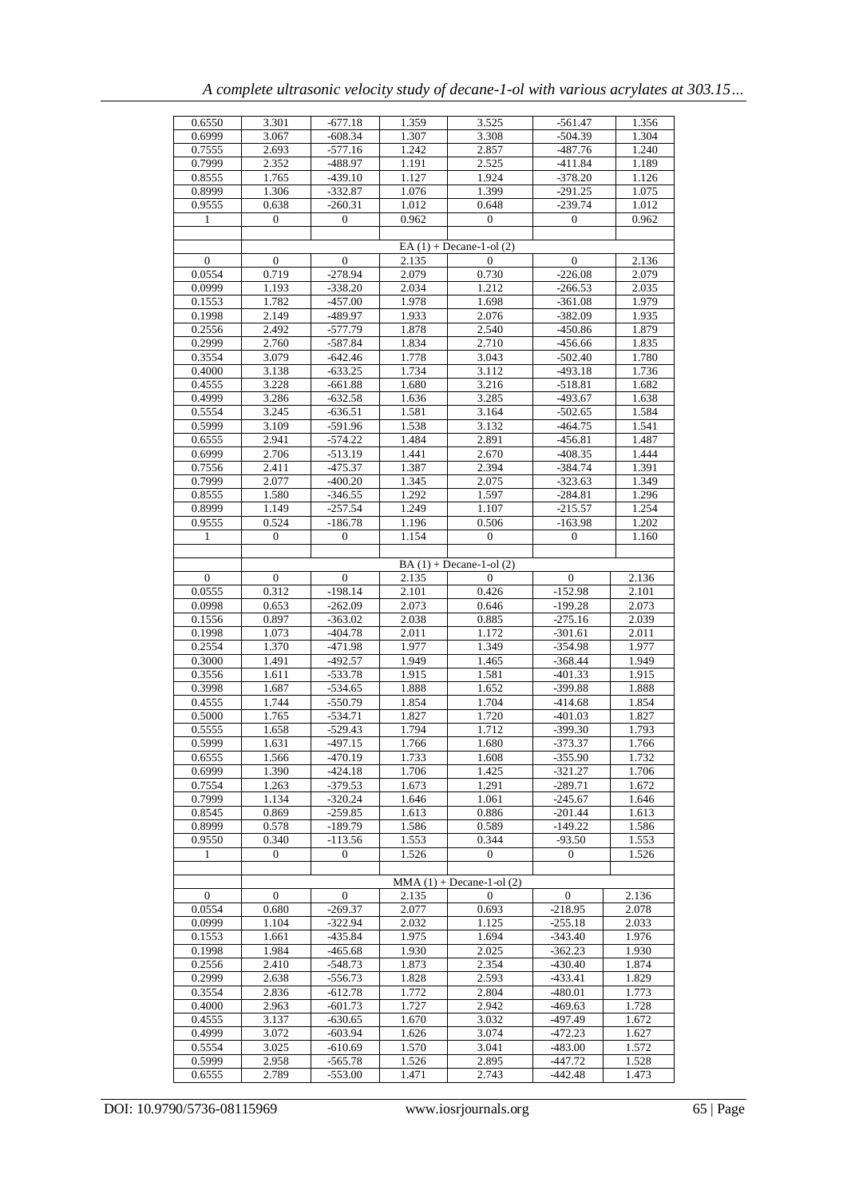| | | | | | | |
|---|---|---|---|---|---|---|
| 0.6550 | 3.301 | -677.18 | 1.359 | 3.525 | -561.47 | 1.356 |
| 0.6999 | 3.067 | -608.34 | 1.307 | 3.308 | -504.39 | 1.304 |
| 0.7555 | 2.693 | -577.16 | 1.242 | 2.857 | -487.76 | 1.240 |
| 0.7999 | 2.352 | -488.97 | 1.191 | 2.525 | -411.84 | 1.189 |
| 0.8555 | 1.765 | -439.10 | 1.127 | 1.924 | -378.20 | 1.126 |
| 0.8999 | 1.306 | -332.87 | 1.076 | 1.399 | -291.25 | 1.075 |
| 0.9555 | 0.638 | -260.31 | 1.012 | 0.648 | -239.74 | 1.012 |
| 1 | 0 | 0 | 0.962 | 0 | 0 | 0.962 |
| | | | | | | |
| | | | EA (1) + Decane-1-ol (2) | | | |
| 0 | 0 | 0 | 2.135 | 0 | 0 | 2.136 |
| 0.0554 | 0.719 | -278.94 | 2.079 | 0.730 | -226.08 | 2.079 |
| 0.0999 | 1.193 | -338.20 | 2.034 | 1.212 | -266.53 | 2.035 |
| 0.1553 | 1.782 | -457.00 | 1.978 | 1.698 | -361.08 | 1.979 |
| 0.1998 | 2.149 | -489.97 | 1.933 | 2.076 | -382.09 | 1.935 |
| 0.2556 | 2.492 | -577.79 | 1.878 | 2.540 | -450.86 | 1.879 |
| 0.2999 | 2.760 | -587.84 | 1.834 | 2.710 | -456.66 | 1.835 |
| 0.3554 | 3.079 | -642.46 | 1.778 | 3.043 | -502.40 | 1.780 |
| 0.4000 | 3.138 | -633.25 | 1.734 | 3.112 | -493.18 | 1.736 |
| 0.4555 | 3.228 | -661.88 | 1.680 | 3.216 | -518.81 | 1.682 |
| 0.4999 | 3.286 | -632.58 | 1.636 | 3.285 | -493.67 | 1.638 |
| 0.5554 | 3.245 | -636.51 | 1.581 | 3.164 | -502.65 | 1.584 |
| 0.5999 | 3.109 | -591.96 | 1.538 | 3.132 | -464.75 | 1.541 |
| 0.6555 | 2.941 | -574.22 | 1.484 | 2.891 | -456.81 | 1.487 |
| 0.6999 | 2.706 | -513.19 | 1.441 | 2.670 | -408.35 | 1.444 |
| 0.7556 | 2.411 | -475.37 | 1.387 | 2.394 | -384.74 | 1.391 |
| 0.7999 | 2.077 | -400.20 | 1.345 | 2.075 | -323.63 | 1.349 |
| 0.8555 | 1.580 | -346.55 | 1.292 | 1.597 | -284.81 | 1.296 |
| 0.8999 | 1.149 | -257.54 | 1.249 | 1.107 | -215.57 | 1.254 |
| 0.9555 | 0.524 | -186.78 | 1.196 | 0.506 | -163.98 | 1.202 |
| 1 | 0 | 0 | 1.154 | 0 | 0 | 1.160 |
| | | | | | | |
| | | | BA (1) + Decane-1-ol (2) | | | |
| 0 | 0 | 0 | 2.135 | 0 | 0 | 2.136 |
| 0.0555 | 0.312 | -198.14 | 2.101 | 0.426 | -152.98 | 2.101 |
| 0.0998 | 0.653 | -262.09 | 2.073 | 0.646 | -199.28 | 2.073 |
| 0.1556 | 0.897 | -363.02 | 2.038 | 0.885 | -275.16 | 2.039 |
| 0.1998 | 1.073 | -404.78 | 2.011 | 1.172 | -301.61 | 2.011 |
| 0.2554 | 1.370 | -471.98 | 1.977 | 1.349 | -354.98 | 1.977 |
| 0.3000 | 1.491 | -492.57 | 1.949 | 1.465 | -368.44 | 1.949 |
| 0.3556 | 1.611 | -533.78 | 1.915 | 1.581 | -401.33 | 1.915 |
| 0.3998 | 1.687 | -534.65 | 1.888 | 1.652 | -399.88 | 1.888 |
| 0.4555 | 1.744 | -550.79 | 1.854 | 1.704 | -414.68 | 1.854 |
| 0.5000 | 1.765 | -534.71 | 1.827 | 1.720 | -401.03 | 1.827 |
| 0.5555 | 1.658 | -529.43 | 1.794 | 1.712 | -399.30 | 1.793 |
| 0.5999 | 1.631 | -497.15 | 1.766 | 1.680 | -373.37 | 1.766 |
| 0.6555 | 1.566 | -470.19 | 1.733 | 1.608 | -355.90 | 1.732 |
| 0.6999 | 1.390 | -424.18 | 1.706 | 1.425 | -321.27 | 1.706 |
| 0.7554 | 1.263 | -379.53 | 1.673 | 1.291 | -289.71 | 1.672 |
| 0.7999 | 1.134 | -320.24 | 1.646 | 1.061 | -245.67 | 1.646 |
| 0.8545 | 0.869 | -259.85 | 1.613 | 0.886 | -201.44 | 1.613 |
| 0.8999 | 0.578 | -189.79 | 1.586 | 0.589 | -149.22 | 1.586 |
| 0.9550 | 0.340 | -113.56 | 1.553 | 0.344 | -93.50 | 1.553 |
| 1 | 0 | 0 | 1.526 | 0 | 0 | 1.526 |
| | | | | | | |
| | | | MMA (1) + Decane-1-ol (2) | | | |
| 0 | 0 | 0 | 2.135 | 0 | 0 | 2.136 |
| 0.0554 | 0.680 | -269.37 | 2.077 | 0.693 | -218.95 | 2.078 |
| 0.0999 | 1.104 | -322.94 | 2.032 | 1.125 | -255.18 | 2.033 |
| 0.1553 | 1.661 | -435.84 | 1.975 | 1.694 | -343.40 | 1.976 |
| 0.1998 | 1.984 | -465.68 | 1.930 | 2.025 | -362.23 | 1.930 |
| 0.2556 | 2.410 | -548.73 | 1.873 | 2.354 | -430.40 | 1.874 |
| 0.2999 | 2.638 | -556.73 | 1.828 | 2.593 | -433.41 | 1.829 |
| 0.3554 | 2.836 | -612.78 | 1.772 | 2.804 | -480.01 | 1.773 |
| 0.4000 | 2.963 | -601.73 | 1.727 | 2.942 | -469.63 | 1.728 |
| 0.4555 | 3.137 | -630.65 | 1.670 | 3.032 | -497.49 | 1.672 |
| 0.4999 | 3.072 | -603.94 | 1.626 | 3.074 | -472.23 | 1.627 |
| 0.5554 | 3.025 | -610.69 | 1.570 | 3.041 | -483.00 | 1.572 |
| 0.5999 | 2.958 | -565.78 | 1.526 | 2.895 | -447.72 | 1.528 |
| 0.6555 | 2.789 | -553.00 | 1.471 | 2.743 | -442.48 | 1.473 |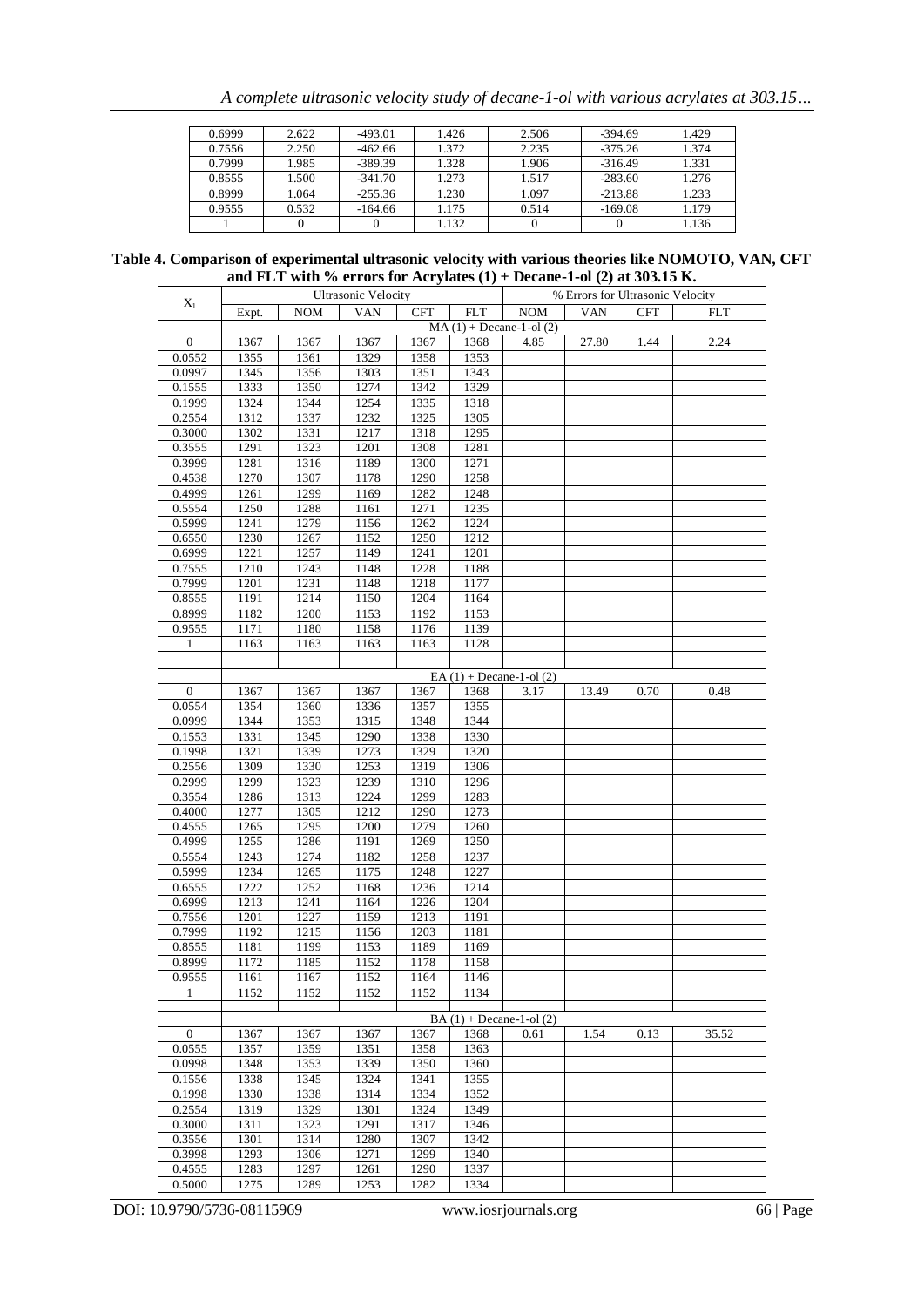| | | | | | | |
|---|---|---|---|---|---|---|
| 0.6999 | 2.622 | -493.01 | 1.426 | 2.506 | -394.69 | 1.429 |
| 0.7556 | 2.250 | -462.66 | 1.372 | 2.235 | -375.26 | 1.374 |
| 0.7999 | 1.985 | -389.39 | 1.328 | 1.906 | -316.49 | 1.331 |
| 0.8555 | 1.500 | -341.70 | 1.273 | 1.517 | -283.60 | 1.276 |
| 0.8999 | 1.064 | -255.36 | 1.230 | 1.097 | -213.88 | 1.233 |
| 0.9555 | 0.532 | -164.66 | 1.175 | 0.514 | -169.08 | 1.179 |
| 1 | 0 | 0 | 1.132 | 0 | 0 | 1.136 |

**Table 4. Comparison of experimental ultrasonic velocity with various theories like NOMOTO, VAN, CFT and FLT with % errors for Acrylates (1) + Decane-1-ol (2) at 303.15 K.**

| $X_1$ | Ultrasonic Velocity | | | | | % Errors for Ultrasonic Velocity | | | |
|---|---|---|---|---|---|---|---|---|---|
| | Expt. | NOM | VAN | CFT | FLT | NOM | VAN | CFT | FLT |
| | MA (1) + Decane-1-ol (2) | | | | | | | | |
| 0 | 1367 | 1367 | 1367 | 1367 | 1368 | 4.85 | 27.80 | 1.44 | 2.24 |
| 0.0552 | 1355 | 1361 | 1329 | 1358 | 1353 | | | | |
| 0.0997 | 1345 | 1356 | 1303 | 1351 | 1343 | | | | |
| 0.1555 | 1333 | 1350 | 1274 | 1342 | 1329 | | | | |
| 0.1999 | 1324 | 1344 | 1254 | 1335 | 1318 | | | | |
| 0.2554 | 1312 | 1337 | 1232 | 1325 | 1305 | | | | |
| 0.3000 | 1302 | 1331 | 1217 | 1318 | 1295 | | | | |
| 0.3555 | 1291 | 1323 | 1201 | 1308 | 1281 | | | | |
| 0.3999 | 1281 | 1316 | 1189 | 1300 | 1271 | | | | |
| 0.4538 | 1270 | 1307 | 1178 | 1290 | 1258 | | | | |
| 0.4999 | 1261 | 1299 | 1169 | 1282 | 1248 | | | | |
| 0.5554 | 1250 | 1288 | 1161 | 1271 | 1235 | | | | |
| 0.5999 | 1241 | 1279 | 1156 | 1262 | 1224 | | | | |
| 0.6550 | 1230 | 1267 | 1152 | 1250 | 1212 | | | | |
| 0.6999 | 1221 | 1257 | 1149 | 1241 | 1201 | | | | |
| 0.7555 | 1210 | 1243 | 1148 | 1228 | 1188 | | | | |
| 0.7999 | 1201 | 1231 | 1148 | 1218 | 1177 | | | | |
| 0.8555 | 1191 | 1214 | 1150 | 1204 | 1164 | | | | |
| 0.8999 | 1182 | 1200 | 1153 | 1192 | 1153 | | | | |
| 0.9555 | 1171 | 1180 | 1158 | 1176 | 1139 | | | | |
| 1 | 1163 | 1163 | 1163 | 1163 | 1128 | | | | |
| | | | | | | | | | |
| | EA (1) + Decane-1-ol (2) | | | | | | | | |
| 0 | 1367 | 1367 | 1367 | 1367 | 1368 | 3.17 | 13.49 | 0.70 | 0.48 |
| 0.0554 | 1354 | 1360 | 1336 | 1357 | 1355 | | | | |
| 0.0999 | 1344 | 1353 | 1315 | 1348 | 1344 | | | | |
| 0.1553 | 1331 | 1345 | 1290 | 1338 | 1330 | | | | |
| 0.1998 | 1321 | 1339 | 1273 | 1329 | 1320 | | | | |
| 0.2556 | 1309 | 1330 | 1253 | 1319 | 1306 | | | | |
| 0.2999 | 1299 | 1323 | 1239 | 1310 | 1296 | | | | |
| 0.3554 | 1286 | 1313 | 1224 | 1299 | 1283 | | | | |
| 0.4000 | 1277 | 1305 | 1212 | 1290 | 1273 | | | | |
| 0.4555 | 1265 | 1295 | 1200 | 1279 | 1260 | | | | |
| 0.4999 | 1255 | 1286 | 1191 | 1269 | 1250 | | | | |
| 0.5554 | 1243 | 1274 | 1182 | 1258 | 1237 | | | | |
| 0.5999 | 1234 | 1265 | 1175 | 1248 | 1227 | | | | |
| 0.6555 | 1222 | 1252 | 1168 | 1236 | 1214 | | | | |
| 0.6999 | 1213 | 1241 | 1164 | 1226 | 1204 | | | | |
| 0.7556 | 1201 | 1227 | 1159 | 1213 | 1191 | | | | |
| 0.7999 | 1192 | 1215 | 1156 | 1203 | 1181 | | | | |
| 0.8555 | 1181 | 1199 | 1153 | 1189 | 1169 | | | | |
| 0.8999 | 1172 | 1185 | 1152 | 1178 | 1158 | | | | |
| 0.9555 | 1161 | 1167 | 1152 | 1164 | 1146 | | | | |
| 1 | 1152 | 1152 | 1152 | 1152 | 1134 | | | | |
| | | | | | | | | | |
| | BA (1) + Decane-1-ol (2) | | | | | | | | |
| 0 | 1367 | 1367 | 1367 | 1367 | 1368 | 0.61 | 1.54 | 0.13 | 35.52 |
| 0.0555 | 1357 | 1359 | 1351 | 1358 | 1363 | | | | |
| 0.0998 | 1348 | 1353 | 1339 | 1350 | 1360 | | | | |
| 0.1556 | 1338 | 1345 | 1324 | 1341 | 1355 | | | | |
| 0.1998 | 1330 | 1338 | 1314 | 1334 | 1352 | | | | |
| 0.2554 | 1319 | 1329 | 1301 | 1324 | 1349 | | | | |
| 0.3000 | 1311 | 1323 | 1291 | 1317 | 1346 | | | | |
| 0.3556 | 1301 | 1314 | 1280 | 1307 | 1342 | | | | |
| 0.3998 | 1293 | 1306 | 1271 | 1299 | 1340 | | | | |
| 0.4555 | 1283 | 1297 | 1261 | 1290 | 1337 | | | | |
| 0.5000 | 1275 | 1289 | 1253 | 1282 | 1334 | | | | |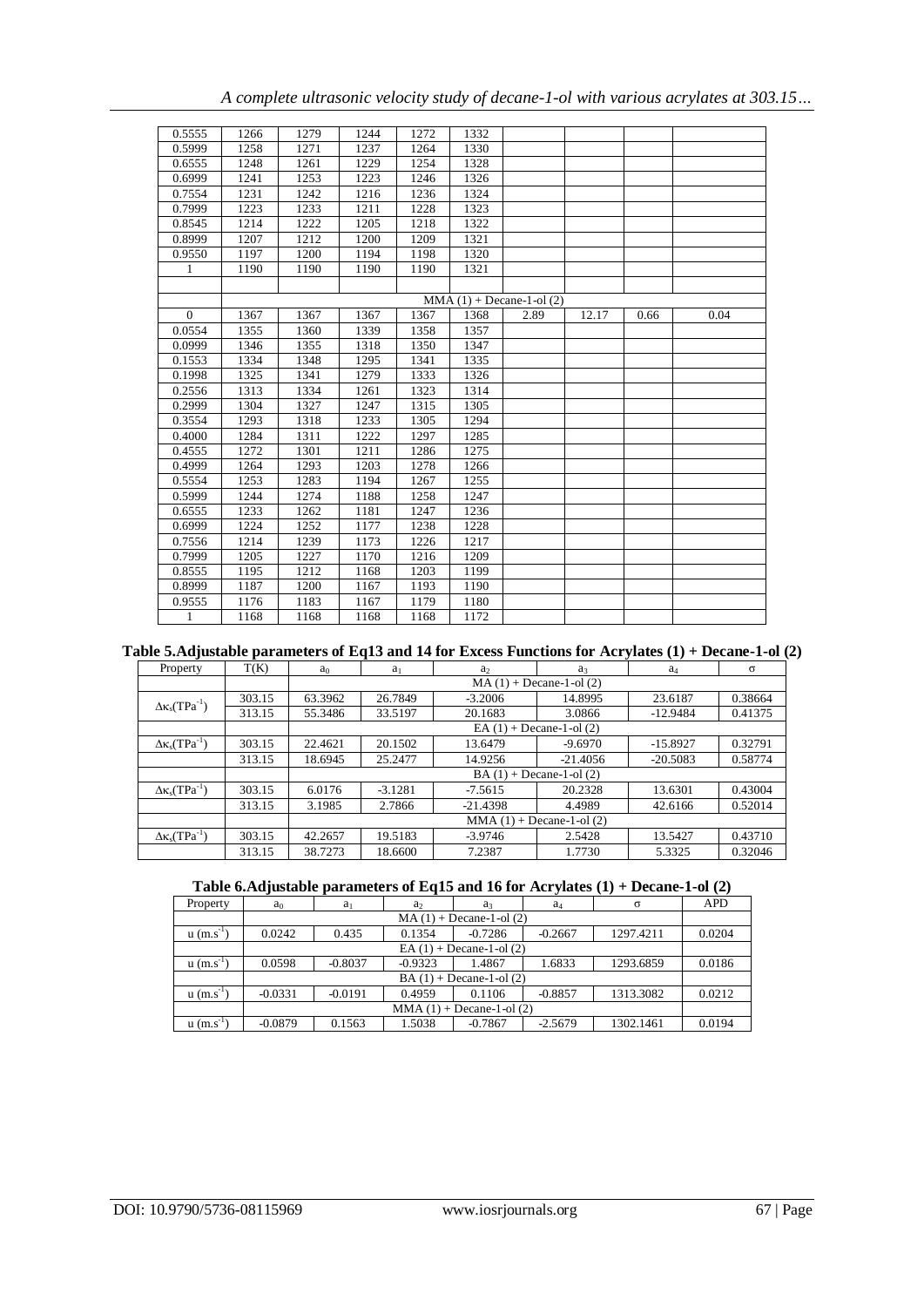| | | | | | | | | | |
|---|---|---|---|---|---|---|---|---|---|
| 0.5555 | 1266 | 1279 | 1244 | 1272 | 1332 | | | | |
| 0.5999 | 1258 | 1271 | 1237 | 1264 | 1330 | | | | |
| 0.6555 | 1248 | 1261 | 1229 | 1254 | 1328 | | | | |
| 0.6999 | 1241 | 1253 | 1223 | 1246 | 1326 | | | | |
| 0.7554 | 1231 | 1242 | 1216 | 1236 | 1324 | | | | |
| 0.7999 | 1223 | 1233 | 1211 | 1228 | 1323 | | | | |
| 0.8545 | 1214 | 1222 | 1205 | 1218 | 1322 | | | | |
| 0.8999 | 1207 | 1212 | 1200 | 1209 | 1321 | | | | |
| 0.9550 | 1197 | 1200 | 1194 | 1198 | 1320 | | | | |
| 1 | 1190 | 1190 | 1190 | 1190 | 1321 | | | | |
| | | | | | | | | | |
| | MMA (1) + Decane-1-ol (2) | | | | | | | | |
| 0 | 1367 | 1367 | 1367 | 1367 | 1368 | 2.89 | 12.17 | 0.66 | 0.04 |
| 0.0554 | 1355 | 1360 | 1339 | 1358 | 1357 | | | | |
| 0.0999 | 1346 | 1355 | 1318 | 1350 | 1347 | | | | |
| 0.1553 | 1334 | 1348 | 1295 | 1341 | 1335 | | | | |
| 0.1998 | 1325 | 1341 | 1279 | 1333 | 1326 | | | | |
| 0.2556 | 1313 | 1334 | 1261 | 1323 | 1314 | | | | |
| 0.2999 | 1304 | 1327 | 1247 | 1315 | 1305 | | | | |
| 0.3554 | 1293 | 1318 | 1233 | 1305 | 1294 | | | | |
| 0.4000 | 1284 | 1311 | 1222 | 1297 | 1285 | | | | |
| 0.4555 | 1272 | 1301 | 1211 | 1286 | 1275 | | | | |
| 0.4999 | 1264 | 1293 | 1203 | 1278 | 1266 | | | | |
| 0.5554 | 1253 | 1283 | 1194 | 1267 | 1255 | | | | |
| 0.5999 | 1244 | 1274 | 1188 | 1258 | 1247 | | | | |
| 0.6555 | 1233 | 1262 | 1181 | 1247 | 1236 | | | | |
| 0.6999 | 1224 | 1252 | 1177 | 1238 | 1228 | | | | |
| 0.7556 | 1214 | 1239 | 1173 | 1226 | 1217 | | | | |
| 0.7999 | 1205 | 1227 | 1170 | 1216 | 1209 | | | | |
| 0.8555 | 1195 | 1212 | 1168 | 1203 | 1199 | | | | |
| 0.8999 | 1187 | 1200 | 1167 | 1193 | 1190 | | | | |
| 0.9555 | 1176 | 1183 | 1167 | 1179 | 1180 | | | | |
| 1 | 1168 | 1168 | 1168 | 1168 | 1172 | | | | |

**Table 5.Adjustable parameters of Eq13 and 14 for Excess Functions for Acrylates (1) + Decane-1-ol (2)**

| Property | T(K) | $a_0$ | $a_1$ | $a_2$ | $a_3$ | $a_4$ | σ |
|---|---|---|---|---|---|---|---|
| | | MA (1) + Decane-1-ol (2) | | | | | |
| $\Delta\kappa_s(TPa^{-1})$ | 303.15 | 63.3962 | 26.7849 | -3.2006 | 14.8995 | 23.6187 | 0.38664 |
| | 313.15 | 55.3486 | 33.5197 | 20.1683 | 3.0866 | -12.9484 | 0.41375 |
| | | EA (1) + Decane-1-ol (2) | | | | | |
| $\Delta\kappa_s(TPa^{-1})$ | 303.15 | 22.4621 | 20.1502 | 13.6479 | -9.6970 | -15.8927 | 0.32791 |
| | 313.15 | 18.6945 | 25.2477 | 14.9256 | -21.4056 | -20.5083 | 0.58774 |
| | | BA (1) + Decane-1-ol (2) | | | | | |
| $\Delta\kappa_s(TPa^{-1})$ | 303.15 | 6.0176 | -3.1281 | -7.5615 | 20.2328 | 13.6301 | 0.43004 |
| | 313.15 | 3.1985 | 2.7866 | -21.4398 | 4.4989 | 42.6166 | 0.52014 |
| | | MMA (1) + Decane-1-ol (2) | | | | | |
| $\Delta\kappa_s(TPa^{-1})$ | 303.15 | 42.2657 | 19.5183 | -3.9746 | 2.5428 | 13.5427 | 0.43710 |
| | 313.15 | 38.7273 | 18.6600 | 7.2387 | 1.7730 | 5.3325 | 0.32046 |

**Table 6.Adjustable parameters of Eq15 and 16 for Acrylates (1) + Decane-1-ol (2)**

| Property | $a_0$ | $a_1$ | $a_2$ | $a_3$ | $a_4$ | σ | APD |
|---|---|---|---|---|---|---|---|
| | MA (1) + Decane-1-ol (2) | | | | | | |
| u (m.s$^{-1}$) | 0.0242 | 0.435 | 0.1354 | -0.7286 | -0.2667 | 1297.4211 | 0.0204 |
| | EA (1) + Decane-1-ol (2) | | | | | | |
| u (m.s$^{-1}$) | 0.0598 | -0.8037 | -0.9323 | 1.4867 | 1.6833 | 1293.6859 | 0.0186 |
| | BA (1) + Decane-1-ol (2) | | | | | | |
| u (m.s$^{-1}$) | -0.0331 | -0.0191 | 0.4959 | 0.1106 | -0.8857 | 1313.3082 | 0.0212 |
| | MMA (1) + Decane-1-ol (2) | | | | | | |
| u (m.s$^{-1}$) | -0.0879 | 0.1563 | 1.5038 | -0.7867 | -2.5679 | 1302.1461 | 0.0194 |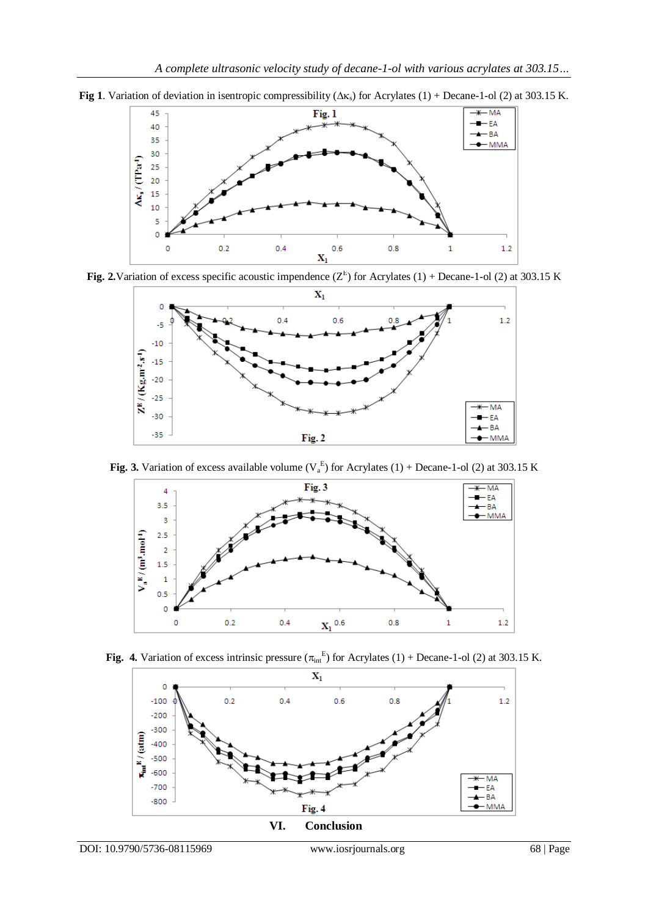**Fig 1**. Variation of deviation in isentropic compressibility ($\Delta\kappa_s$) for Acrylates (1) + Decane-1-ol (2) at 303.15 K.

**Fig. 2.** Variation of excess specific acoustic impendence ($Z^E$) for Acrylates (1) + Decane-1-ol (2) at 303.15 K

**Fig. 3.** Variation of excess available volume ($V_a^E$) for Acrylates (1) + Decane-1-ol (2) at 303.15 K

**Fig. 4.** Variation of excess intrinsic pressure ($\pi_{int}^E$) for Acrylates (1) + Decane-1-ol (2) at 303.15 K.

## VI. Conclusion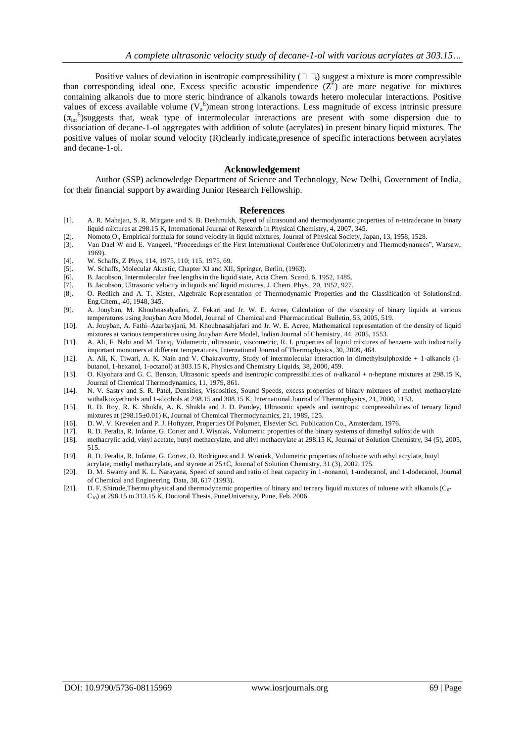Positive values of deviation in isentropic compressibility ($\Delta\beta_s$) suggest a mixture is more compressible than corresponding ideal one. Excess specific acoustic impendence ($Z^E$) are more negative for mixtures containing alkanols due to more steric hindrance of alkanols towards hetero molecular interactions. Positive values of excess available volume ($V_a^E$)mean strong interactions. Less magnitude of excess intrinsic pressure ($\pi_{int}^E$)suggests that, weak type of intermolecular interactions are present with some dispersion due to dissociation of decane-1-ol aggregates with addition of solute (acrylates) in present binary liquid mixtures. The positive values of molar sound velocity (R)clearly indicate,presence of specific interactions between acrylates and decane-1-ol.

## Acknowledgement

Author (SSP) acknowledge Department of Science and Technology, New Delhi, Government of India, for their financial support by awarding Junior Research Fellowship.

## References

[1]. A. R. Mahajan, S. R. Mirgane and S. B. Deshmukh, Speed of ultrasound and thermodynamic properties of n-tetradecane in binary liquid mixtures at 298.15 K, International Journal of Research in Physical Chemistry, 4, 2007, 345.

[2]. Nomoto O., Empirical formula for sound velocity in liquid mixtures, Journal of Physical Society, Japan, 13, 1958, 1528.

[3]. Van Dael W and E. Vangeel, "Proceedings of the First International Conference OnColorimetry and Thermodynamics", Warsaw, 1969).

[4]. W. Schaffs, Z Phys, 114, 1975, 110; 115, 1975, 69.

[5]. W. Schaffs, Molecular Akustic, Chapter XI and XII, Springer, Berlin, (1963).

[6]. B. Jacobson, Intermolecular free lengths in the liquid state, Acta Chem. Scand, 6, 1952, 1485.

[7]. B. Jacobson, Ultrasonic velocity in liquids and liquid mixtures, J. Chem. Phys., 20, 1952, 927.

[8]. O. Redlich and A. T. Kister, Algebraic Representation of Thermodynamic Properties and the Classification of SolutionsInd. Eng.Chem., 40, 1948, 345.

[9]. A. Jouyban, M. Khoubnasabjafari, Z. Fekari and Jr. W. E. Acree, Calculation of the viscosity of binary liquids at various temperatures using Jouyban Acre Model, Journal of Chemical and Pharmaceutical Bulletin, 53, 2005, 519.

[10]. A. Jouyban, A. Fathi–Azarbayjani, M. Khoubnasabjafari and Jr. W. E. Acree, Mathematical representation of the density of liquid mixtures at various temperatures using Jouyban Acre Model, Indian Journal of Chemistry, 44, 2005, 1553.

[11]. A. Ali, F. Nabi and M. Tariq, Volumetric, ultrasonic, viscometric, R. I. properties of liquid mixtures of benzene with industrially important monomers at different temperatures, International Journal of Thermophysics, 30, 2009, 464.

[12]. A. Ali, K. Tiwari, A. K. Nain and V. Chakravortty, Study of intermolecular interaction in dimethylsulphoxide + 1-alkanols (1-butanol, 1-hexanol, 1-octanol) at 303.15 K, Physics and Chemistry Liquids, 38, 2000, 459.

[13]. O. Kiyohara and G. C. Benson, Ultrasonic speeds and isentropic compressibilities of n-alkanol + n-heptane mixtures at 298.15 K, Journal of Chemical Thermodynamics, 11, 1979, 861.

[14]. N. V. Sastry and S. R. Patel, Densities, Viscosities, Sound Speeds, excess properties of binary mixtures of methyl methacrylate withalkoxyethnols and 1-alcohols at 298.15 and 308.15 K, International Journal of Thermophysics, 21, 2000, 1153.

[15]. R. D. Roy, R. K. Shukla, A. K. Shukla and J. D. Pandey, Ultrasonic speeds and isentropic compressibilities of ternary liquid mixtures at (298.15±0.01) K, Journal of Chemical Thermodynamics, 21, 1989, 125.

[16]. D. W. V. Krevelen and P. J. Hoftyzer, Properties Of Polymer, Elsevier Sci. Publication Co., Amsterdam, 1976.

[17]. R. D. Peralta, R. Infante, G. Cortez and J. Wisniak, Volumetric properties of the binary systems of dimethyl sulfoxide with

[18]. methacrylic acid, vinyl acetate, butyl methacrylate, and allyl methacrylate at 298.15 K, Journal of Solution Chemistry, 34 (5), 2005, 515.

[19]. R. D. Peralta, R. Infante, G. Cortez, O. Rodriguez and J. Wisniak, Volumetric properties of toluene with ethyl acrylate, butyl acrylate, methyl methacrylate, and styrene at 25±C, Journal of Solution Chemistry, 31 (3), 2002, 175.

[20]. D. M. Swamy and K. L. Narayana, Speed of sound and ratio of heat capacity in 1-nonanol, 1-undecanol, and 1-dodecanol, Journal of Chemical and Engineering Data, 38, 617 (1993).

[21]. D. F. Shirude,Thermo physical and thermodynamic properties of binary and ternary liquid mixtures of toluene with alkanols ($C_6$-$C_{10}$) at 298.15 to 313.15 K, Doctoral Thesis, PuneUniversity, Pune, Feb. 2006.